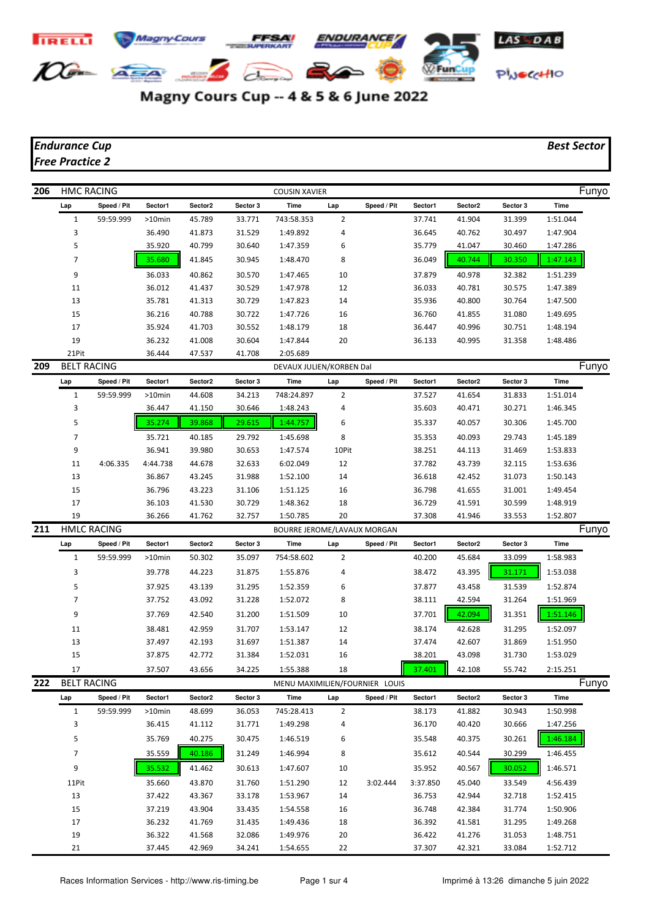# Magny Cours Cup -- 4 & 5 & 6 June 2022

***Endurance Cup***
***Free Practice 2***

***Best Sector***

## 206 HMC RACING — COUSIN XAVIER — Funyo

| Lap | Speed / Pit | Sector1 | Sector2 | Sector 3 | Time | Lap | Speed / Pit | Sector1 | Sector2 | Sector 3 | Time |
|---|---|---|---|---|---|---|---|---|---|---|---|
| 1 | 59:59.999 | >10min | 45.789 | 33.771 | 743:58.353 | 2 | | 37.741 | 41.904 | 31.399 | 1:51.044 |
| 3 | | 36.490 | 41.873 | 31.529 | 1:49.892 | 4 | | 36.645 | 40.762 | 30.497 | 1:47.904 |
| 5 | | 35.920 | 40.799 | 30.640 | 1:47.359 | 6 | | 35.779 | 41.047 | 30.460 | 1:47.286 |
| 7 | | 35.680 | 41.845 | 30.945 | 1:48.470 | 8 | | 36.049 | 40.744 | 30.350 | 1:47.143 |
| 9 | | 36.033 | 40.862 | 30.570 | 1:47.465 | 10 | | 37.879 | 40.978 | 32.382 | 1:51.239 |
| 11 | | 36.012 | 41.437 | 30.529 | 1:47.978 | 12 | | 36.033 | 40.781 | 30.575 | 1:47.389 |
| 13 | | 35.781 | 41.313 | 30.729 | 1:47.823 | 14 | | 35.936 | 40.800 | 30.764 | 1:47.500 |
| 15 | | 36.216 | 40.788 | 30.722 | 1:47.726 | 16 | | 36.760 | 41.855 | 31.080 | 1:49.695 |
| 17 | | 35.924 | 41.703 | 30.552 | 1:48.179 | 18 | | 36.447 | 40.996 | 30.751 | 1:48.194 |
| 19 | | 36.232 | 41.008 | 30.604 | 1:47.844 | 20 | | 36.133 | 40.995 | 31.358 | 1:48.486 |
| 21Pit | | 36.444 | 47.537 | 41.708 | 2:05.689 | | | | | | |

## 209 BELT RACING — DEVAUX JULIEN/KORBEN Dal — Funyo

| Lap | Speed / Pit | Sector1 | Sector2 | Sector 3 | Time | Lap | Speed / Pit | Sector1 | Sector2 | Sector 3 | Time |
|---|---|---|---|---|---|---|---|---|---|---|---|
| 1 | 59:59.999 | >10min | 44.608 | 34.213 | 748:24.897 | 2 | | 37.527 | 41.654 | 31.833 | 1:51.014 |
| 3 | | 36.447 | 41.150 | 30.646 | 1:48.243 | 4 | | 35.603 | 40.471 | 30.271 | 1:46.345 |
| 5 | | 35.274 | 39.868 | 29.615 | 1:44.757 | 6 | | 35.337 | 40.057 | 30.306 | 1:45.700 |
| 7 | | 35.721 | 40.185 | 29.792 | 1:45.698 | 8 | | 35.353 | 40.093 | 29.743 | 1:45.189 |
| 9 | | 36.941 | 39.980 | 30.653 | 1:47.574 | 10Pit | | 38.251 | 44.113 | 31.469 | 1:53.833 |
| 11 | 4:06.335 | 4:44.738 | 44.678 | 32.633 | 6:02.049 | 12 | | 37.782 | 43.739 | 32.115 | 1:53.636 |
| 13 | | 36.867 | 43.245 | 31.988 | 1:52.100 | 14 | | 36.618 | 42.452 | 31.073 | 1:50.143 |
| 15 | | 36.796 | 43.223 | 31.106 | 1:51.125 | 16 | | 36.798 | 41.655 | 31.001 | 1:49.454 |
| 17 | | 36.103 | 41.530 | 30.729 | 1:48.362 | 18 | | 36.729 | 41.591 | 30.599 | 1:48.919 |
| 19 | | 36.266 | 41.762 | 32.757 | 1:50.785 | 20 | | 37.308 | 41.946 | 33.553 | 1:52.807 |

## 211 HMLC RACING — BOURRE JEROME/LAVAUX MORGAN — Funyo

| Lap | Speed / Pit | Sector1 | Sector2 | Sector 3 | Time | Lap | Speed / Pit | Sector1 | Sector2 | Sector 3 | Time |
|---|---|---|---|---|---|---|---|---|---|---|---|
| 1 | 59:59.999 | >10min | 50.302 | 35.097 | 754:58.602 | 2 | | 40.200 | 45.684 | 33.099 | 1:58.983 |
| 3 | | 39.778 | 44.223 | 31.875 | 1:55.876 | 4 | | 38.472 | 43.395 | 31.171 | 1:53.038 |
| 5 | | 37.925 | 43.139 | 31.295 | 1:52.359 | 6 | | 37.877 | 43.458 | 31.539 | 1:52.874 |
| 7 | | 37.752 | 43.092 | 31.228 | 1:52.072 | 8 | | 38.111 | 42.594 | 31.264 | 1:51.969 |
| 9 | | 37.769 | 42.540 | 31.200 | 1:51.509 | 10 | | 37.701 | 42.094 | 31.351 | 1:51.146 |
| 11 | | 38.481 | 42.959 | 31.707 | 1:53.147 | 12 | | 38.174 | 42.628 | 31.295 | 1:52.097 |
| 13 | | 37.497 | 42.193 | 31.697 | 1:51.387 | 14 | | 37.474 | 42.607 | 31.869 | 1:51.950 |
| 15 | | 37.875 | 42.772 | 31.384 | 1:52.031 | 16 | | 38.201 | 43.098 | 31.730 | 1:53.029 |
| 17 | | 37.507 | 43.656 | 34.225 | 1:55.388 | 18 | | 37.401 | 42.108 | 55.742 | 2:15.251 |

## 222 BELT RACING — MENU MAXIMILIEN/FOURNIER LOUIS — Funyo

| Lap | Speed / Pit | Sector1 | Sector2 | Sector 3 | Time | Lap | Speed / Pit | Sector1 | Sector2 | Sector 3 | Time |
|---|---|---|---|---|---|---|---|---|---|---|---|
| 1 | 59:59.999 | >10min | 48.699 | 36.053 | 745:28.413 | 2 | | 38.173 | 41.882 | 30.943 | 1:50.998 |
| 3 | | 36.415 | 41.112 | 31.771 | 1:49.298 | 4 | | 36.170 | 40.420 | 30.666 | 1:47.256 |
| 5 | | 35.769 | 40.275 | 30.475 | 1:46.519 | 6 | | 35.548 | 40.375 | 30.261 | 1:46.184 |
| 7 | | 35.559 | 40.186 | 31.249 | 1:46.994 | 8 | | 35.612 | 40.544 | 30.299 | 1:46.455 |
| 9 | | 35.532 | 41.462 | 30.613 | 1:47.607 | 10 | | 35.952 | 40.567 | 30.052 | 1:46.571 |
| 11Pit | | 35.660 | 43.870 | 31.760 | 1:51.290 | 12 | 3:02.444 | 3:37.850 | 45.040 | 33.549 | 4:56.439 |
| 13 | | 37.422 | 43.367 | 33.178 | 1:53.967 | 14 | | 36.753 | 42.944 | 32.718 | 1:52.415 |
| 15 | | 37.219 | 43.904 | 33.435 | 1:54.558 | 16 | | 36.748 | 42.384 | 31.774 | 1:50.906 |
| 17 | | 36.232 | 41.769 | 31.435 | 1:49.436 | 18 | | 36.392 | 41.581 | 31.295 | 1:49.268 |
| 19 | | 36.322 | 41.568 | 32.086 | 1:49.976 | 20 | | 36.422 | 41.276 | 31.053 | 1:48.751 |
| 21 | | 37.445 | 42.969 | 34.241 | 1:54.655 | 22 | | 37.307 | 42.321 | 33.084 | 1:52.712 |

Races Information Services - http://www.ris-timing.be

Imprimé à 13:26 dimanche 5 juin 2022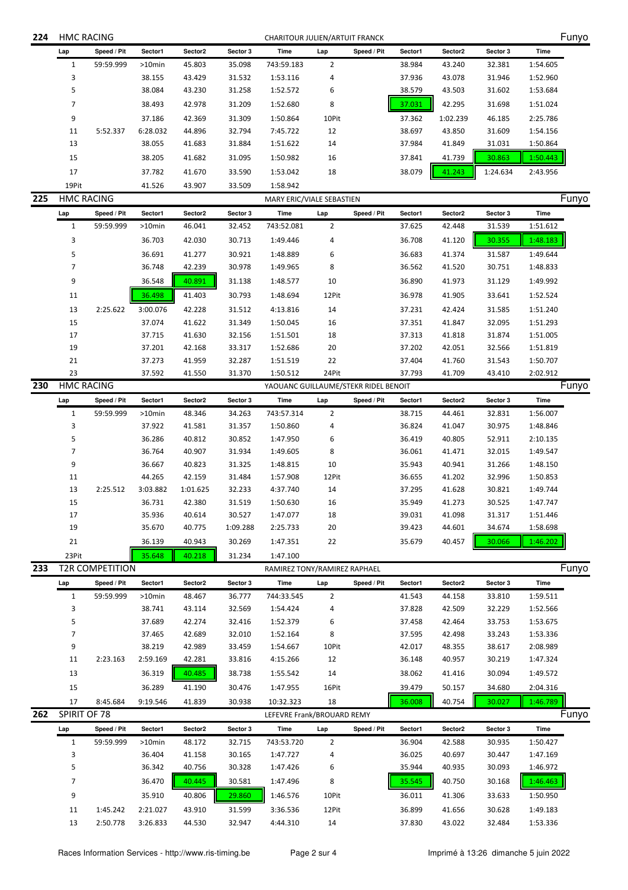## 224 HMC RACING — CHARITOUR JULIEN/ARTUIT FRANCK — Funyo

| Lap | Speed / Pit | Sector1 | Sector2 | Sector 3 | Time | Lap | Speed / Pit | Sector1 | Sector2 | Sector 3 | Time |
|---|---|---|---|---|---|---|---|---|---|---|---|
| 1 | 59:59.999 | >10min | 45.803 | 35.098 | 743:59.183 | 2 | | 38.984 | 43.240 | 32.381 | 1:54.605 |
| 3 | | 38.155 | 43.429 | 31.532 | 1:53.116 | 4 | | 37.936 | 43.078 | 31.946 | 1:52.960 |
| 5 | | 38.084 | 43.230 | 31.258 | 1:52.572 | 6 | | 38.579 | 43.503 | 31.602 | 1:53.684 |
| 7 | | 38.493 | 42.978 | 31.209 | 1:52.680 | 8 | | 37.031 | 42.295 | 31.698 | 1:51.024 |
| 9 | | 37.186 | 42.369 | 31.309 | 1:50.864 | 10Pit | | 37.362 | 1:02.239 | 46.185 | 2:25.786 |
| 11 | 5:52.337 | 6:28.032 | 44.896 | 32.794 | 7:45.722 | 12 | | 38.697 | 43.850 | 31.609 | 1:54.156 |
| 13 | | 38.055 | 41.683 | 31.884 | 1:51.622 | 14 | | 37.984 | 41.849 | 31.031 | 1:50.864 |
| 15 | | 38.205 | 41.682 | 31.095 | 1:50.982 | 16 | | 37.841 | 41.739 | 30.863 | 1:50.443 |
| 17 | | 37.782 | 41.670 | 33.590 | 1:53.042 | 18 | | 38.079 | 41.243 | 1:24.634 | 2:43.956 |
| 19Pit | | 41.526 | 43.907 | 33.509 | 1:58.942 | | | | | | |

## 225 HMC RACING — MARY ERIC/VIALE SEBASTIEN — Funyo

| Lap | Speed / Pit | Sector1 | Sector2 | Sector 3 | Time | Lap | Speed / Pit | Sector1 | Sector2 | Sector 3 | Time |
|---|---|---|---|---|---|---|---|---|---|---|---|
| 1 | 59:59.999 | >10min | 46.041 | 32.452 | 743:52.081 | 2 | | 37.625 | 42.448 | 31.539 | 1:51.612 |
| 3 | | 36.703 | 42.030 | 30.713 | 1:49.446 | 4 | | 36.708 | 41.120 | 30.355 | 1:48.183 |
| 5 | | 36.691 | 41.277 | 30.921 | 1:48.889 | 6 | | 36.683 | 41.374 | 31.587 | 1:49.644 |
| 7 | | 36.748 | 42.239 | 30.978 | 1:49.965 | 8 | | 36.562 | 41.520 | 30.751 | 1:48.833 |
| 9 | | 36.548 | 40.891 | 31.138 | 1:48.577 | 10 | | 36.890 | 41.973 | 31.129 | 1:49.992 |
| 11 | | 36.498 | 41.403 | 30.793 | 1:48.694 | 12Pit | | 36.978 | 41.905 | 33.641 | 1:52.524 |
| 13 | 2:25.622 | 3:00.076 | 42.228 | 31.512 | 4:13.816 | 14 | | 37.231 | 42.424 | 31.585 | 1:51.240 |
| 15 | | 37.074 | 41.622 | 31.349 | 1:50.045 | 16 | | 37.351 | 41.847 | 32.095 | 1:51.293 |
| 17 | | 37.715 | 41.630 | 32.156 | 1:51.501 | 18 | | 37.313 | 41.818 | 31.874 | 1:51.005 |
| 19 | | 37.201 | 42.168 | 33.317 | 1:52.686 | 20 | | 37.202 | 42.051 | 32.566 | 1:51.819 |
| 21 | | 37.273 | 41.959 | 32.287 | 1:51.519 | 22 | | 37.404 | 41.760 | 31.543 | 1:50.707 |
| 23 | | 37.592 | 41.550 | 31.370 | 1:50.512 | 24Pit | | 37.793 | 41.709 | 43.410 | 2:02.912 |

## 230 HMC RACING — YAOUANC GUILLAUME/STEKR RIDEL BENOIT — Funyo

| Lap | Speed / Pit | Sector1 | Sector2 | Sector 3 | Time | Lap | Speed / Pit | Sector1 | Sector2 | Sector 3 | Time |
|---|---|---|---|---|---|---|---|---|---|---|---|
| 1 | 59:59.999 | >10min | 48.346 | 34.263 | 743:57.314 | 2 | | 38.715 | 44.461 | 32.831 | 1:56.007 |
| 3 | | 37.922 | 41.581 | 31.357 | 1:50.860 | 4 | | 36.824 | 41.047 | 30.975 | 1:48.846 |
| 5 | | 36.286 | 40.812 | 30.852 | 1:47.950 | 6 | | 36.419 | 40.805 | 52.911 | 2:10.135 |
| 7 | | 36.764 | 40.907 | 31.934 | 1:49.605 | 8 | | 36.061 | 41.471 | 32.015 | 1:49.547 |
| 9 | | 36.667 | 40.823 | 31.325 | 1:48.815 | 10 | | 35.943 | 40.941 | 31.266 | 1:48.150 |
| 11 | | 44.265 | 42.159 | 31.484 | 1:57.908 | 12Pit | | 36.655 | 41.202 | 32.996 | 1:50.853 |
| 13 | 2:25.512 | 3:03.882 | 1:01.625 | 32.233 | 4:37.740 | 14 | | 37.295 | 41.628 | 30.821 | 1:49.744 |
| 15 | | 36.731 | 42.380 | 31.519 | 1:50.630 | 16 | | 35.949 | 41.273 | 30.525 | 1:47.747 |
| 17 | | 35.936 | 40.614 | 30.527 | 1:47.077 | 18 | | 39.031 | 41.098 | 31.317 | 1:51.446 |
| 19 | | 35.670 | 40.775 | 1:09.288 | 2:25.733 | 20 | | 39.423 | 44.601 | 34.674 | 1:58.698 |
| 21 | | 36.139 | 40.943 | 30.269 | 1:47.351 | 22 | | 35.679 | 40.457 | 30.066 | 1:46.202 |
| 23Pit | | 35.648 | 40.218 | 31.234 | 1:47.100 | | | | | | |

## 233 T2R COMPETITION — RAMIREZ TONY/RAMIREZ RAPHAEL — Funyo

| Lap | Speed / Pit | Sector1 | Sector2 | Sector 3 | Time | Lap | Speed / Pit | Sector1 | Sector2 | Sector 3 | Time |
|---|---|---|---|---|---|---|---|---|---|---|---|
| 1 | 59:59.999 | >10min | 48.467 | 36.777 | 744:33.545 | 2 | | 41.543 | 44.158 | 33.810 | 1:59.511 |
| 3 | | 38.741 | 43.114 | 32.569 | 1:54.424 | 4 | | 37.828 | 42.509 | 32.229 | 1:52.566 |
| 5 | | 37.689 | 42.274 | 32.416 | 1:52.379 | 6 | | 37.458 | 42.464 | 33.753 | 1:53.675 |
| 7 | | 37.465 | 42.689 | 32.010 | 1:52.164 | 8 | | 37.595 | 42.498 | 33.243 | 1:53.336 |
| 9 | | 38.219 | 42.989 | 33.459 | 1:54.667 | 10Pit | | 42.017 | 48.355 | 38.617 | 2:08.989 |
| 11 | 2:23.163 | 2:59.169 | 42.281 | 33.816 | 4:15.266 | 12 | | 36.148 | 40.957 | 30.219 | 1:47.324 |
| 13 | | 36.319 | 40.485 | 38.738 | 1:55.542 | 14 | | 38.062 | 41.416 | 30.094 | 1:49.572 |
| 15 | | 36.289 | 41.190 | 30.476 | 1:47.955 | 16Pit | | 39.479 | 50.157 | 34.680 | 2:04.316 |
| 17 | 8:45.684 | 9:19.546 | 41.839 | 30.938 | 10:32.323 | 18 | | 36.008 | 40.754 | 30.027 | 1:46.789 |

## 262 SPIRIT OF 78 — LEFEVRE Frank/BROUARD REMY — Funyo

| Lap | Speed / Pit | Sector1 | Sector2 | Sector 3 | Time | Lap | Speed / Pit | Sector1 | Sector2 | Sector 3 | Time |
|---|---|---|---|---|---|---|---|---|---|---|---|
| 1 | 59:59.999 | >10min | 48.172 | 32.715 | 743:53.720 | 2 | | 36.904 | 42.588 | 30.935 | 1:50.427 |
| 3 | | 36.404 | 41.158 | 30.165 | 1:47.727 | 4 | | 36.025 | 40.697 | 30.447 | 1:47.169 |
| 5 | | 36.342 | 40.756 | 30.328 | 1:47.426 | 6 | | 35.944 | 40.935 | 30.093 | 1:46.972 |
| 7 | | 36.470 | 40.445 | 30.581 | 1:47.496 | 8 | | 35.545 | 40.750 | 30.168 | 1:46.463 |
| 9 | | 35.910 | 40.806 | 29.860 | 1:46.576 | 10Pit | | 36.011 | 41.306 | 33.633 | 1:50.950 |
| 11 | 1:45.242 | 2:21.027 | 43.910 | 31.599 | 3:36.536 | 12Pit | | 36.899 | 41.656 | 30.628 | 1:49.183 |
| 13 | 2:50.778 | 3:26.833 | 44.530 | 32.947 | 4:44.310 | 14 | | 37.830 | 43.022 | 32.484 | 1:53.336 |

Races Information Services - http://www.ris-timing.be — Imprimé à 13:26 dimanche 5 juin 2022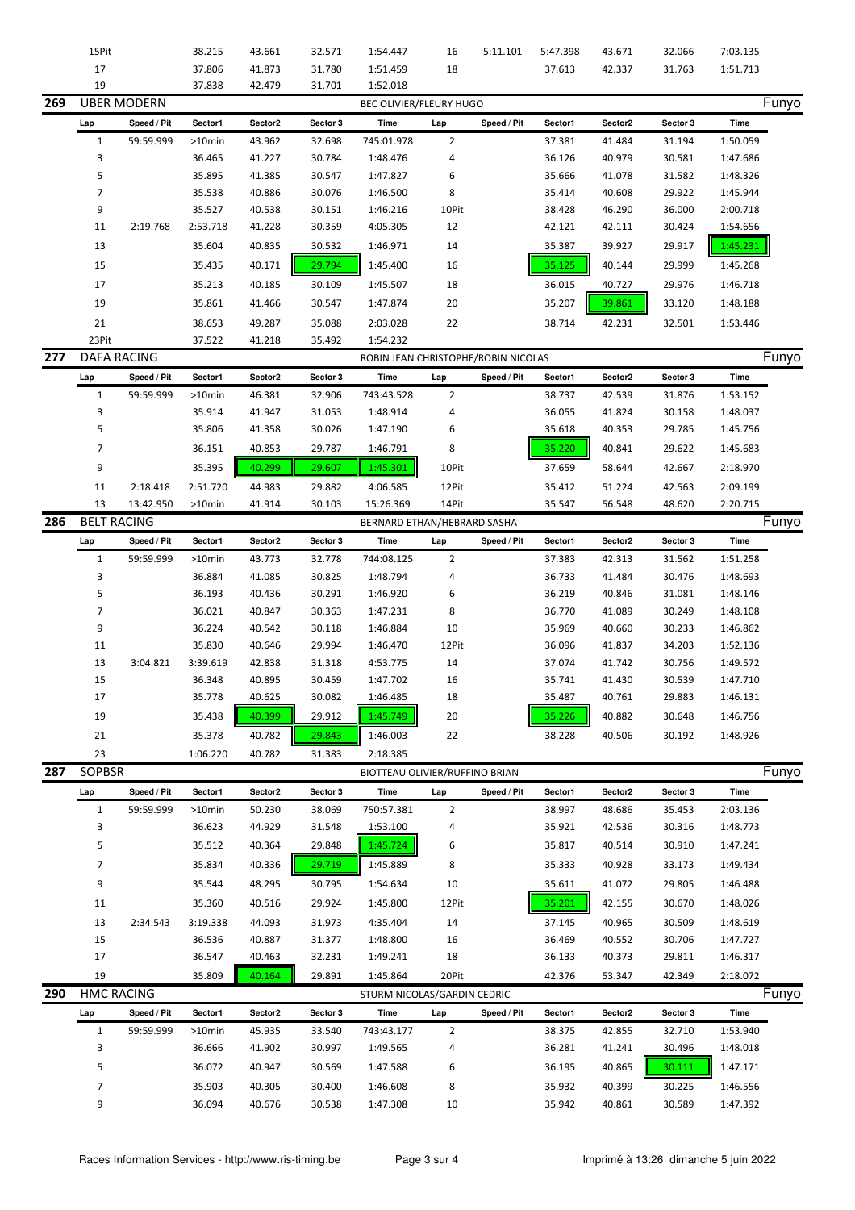| Lap | Speed / Pit | Sector1 | Sector2 | Sector 3 | Time | Lap | Speed / Pit | Sector1 | Sector2 | Sector 3 | Time |
|---|---|---|---|---|---|---|---|---|---|---|---|
| 15Pit | | 38.215 | 43.661 | 32.571 | 1:54.447 | 16 | 5:11.101 | 5:47.398 | 43.671 | 32.066 | 7:03.135 |
| 17 | | 37.806 | 41.873 | 31.780 | 1:51.459 | 18 | | 37.613 | 42.337 | 31.763 | 1:51.713 |
| 19 | | 37.838 | 42.479 | 31.701 | 1:52.018 | | | | | | |

## 269 UBER MODERN — BEC OLIVIER/FLEURY HUGO — Funyo

| Lap | Speed / Pit | Sector1 | Sector2 | Sector 3 | Time | Lap | Speed / Pit | Sector1 | Sector2 | Sector 3 | Time |
|---|---|---|---|---|---|---|---|---|---|---|---|
| 1 | 59:59.999 | >10min | 43.962 | 32.698 | 745:01.978 | 2 | | 37.381 | 41.484 | 31.194 | 1:50.059 |
| 3 | | 36.465 | 41.227 | 30.784 | 1:48.476 | 4 | | 36.126 | 40.979 | 30.581 | 1:47.686 |
| 5 | | 35.895 | 41.385 | 30.547 | 1:47.827 | 6 | | 35.666 | 41.078 | 31.582 | 1:48.326 |
| 7 | | 35.538 | 40.886 | 30.076 | 1:46.500 | 8 | | 35.414 | 40.608 | 29.922 | 1:45.944 |
| 9 | | 35.527 | 40.538 | 30.151 | 1:46.216 | 10Pit | | 38.428 | 46.290 | 36.000 | 2:00.718 |
| 11 | 2:19.768 | 2:53.718 | 41.228 | 30.359 | 4:05.305 | 12 | | 42.121 | 42.111 | 30.424 | 1:54.656 |
| 13 | | 35.604 | 40.835 | 30.532 | 1:46.971 | 14 | | 35.387 | 39.927 | 29.917 | 1:45.231 |
| 15 | | 35.435 | 40.171 | 29.794 | 1:45.400 | 16 | | 35.125 | 40.144 | 29.999 | 1:45.268 |
| 17 | | 35.213 | 40.185 | 30.109 | 1:45.507 | 18 | | 36.015 | 40.727 | 29.976 | 1:46.718 |
| 19 | | 35.861 | 41.466 | 30.547 | 1:47.874 | 20 | | 35.207 | 39.861 | 33.120 | 1:48.188 |
| 21 | | 38.653 | 49.287 | 35.088 | 2:03.028 | 22 | | 38.714 | 42.231 | 32.501 | 1:53.446 |
| 23Pit | | 37.522 | 41.218 | 35.492 | 1:54.232 | | | | | | |

## 277 DAFA RACING — ROBIN JEAN CHRISTOPHE/ROBIN NICOLAS — Funyo

| Lap | Speed / Pit | Sector1 | Sector2 | Sector 3 | Time | Lap | Speed / Pit | Sector1 | Sector2 | Sector 3 | Time |
|---|---|---|---|---|---|---|---|---|---|---|---|
| 1 | 59:59.999 | >10min | 46.381 | 32.906 | 743:43.528 | 2 | | 38.737 | 42.539 | 31.876 | 1:53.152 |
| 3 | | 35.914 | 41.947 | 31.053 | 1:48.914 | 4 | | 36.055 | 41.824 | 30.158 | 1:48.037 |
| 5 | | 35.806 | 41.358 | 30.026 | 1:47.190 | 6 | | 35.618 | 40.353 | 29.785 | 1:45.756 |
| 7 | | 36.151 | 40.853 | 29.787 | 1:46.791 | 8 | | 35.220 | 40.841 | 29.622 | 1:45.683 |
| 9 | | 35.395 | 40.299 | 29.607 | 1:45.301 | 10Pit | | 37.659 | 58.644 | 42.667 | 2:18.970 |
| 11 | 2:18.418 | 2:51.720 | 44.983 | 29.882 | 4:06.585 | 12Pit | | 35.412 | 51.224 | 42.563 | 2:09.199 |
| 13 | 13:42.950 | >10min | 41.914 | 30.103 | 15:26.369 | 14Pit | | 35.547 | 56.548 | 48.620 | 2:20.715 |

## 286 BELT RACING — BERNARD ETHAN/HEBRARD SASHA — Funyo

| Lap | Speed / Pit | Sector1 | Sector2 | Sector 3 | Time | Lap | Speed / Pit | Sector1 | Sector2 | Sector 3 | Time |
|---|---|---|---|---|---|---|---|---|---|---|---|
| 1 | 59:59.999 | >10min | 43.773 | 32.778 | 744:08.125 | 2 | | 37.383 | 42.313 | 31.562 | 1:51.258 |
| 3 | | 36.884 | 41.085 | 30.825 | 1:48.794 | 4 | | 36.733 | 41.484 | 30.476 | 1:48.693 |
| 5 | | 36.193 | 40.436 | 30.291 | 1:46.920 | 6 | | 36.219 | 40.846 | 31.081 | 1:48.146 |
| 7 | | 36.021 | 40.847 | 30.363 | 1:47.231 | 8 | | 36.770 | 41.089 | 30.249 | 1:48.108 |
| 9 | | 36.224 | 40.542 | 30.118 | 1:46.884 | 10 | | 35.969 | 40.660 | 30.233 | 1:46.862 |
| 11 | | 35.830 | 40.646 | 29.994 | 1:46.470 | 12Pit | | 36.096 | 41.837 | 34.203 | 1:52.136 |
| 13 | 3:04.821 | 3:39.619 | 42.838 | 31.318 | 4:53.775 | 14 | | 37.074 | 41.742 | 30.756 | 1:49.572 |
| 15 | | 36.348 | 40.895 | 30.459 | 1:47.702 | 16 | | 35.741 | 41.430 | 30.539 | 1:47.710 |
| 17 | | 35.778 | 40.625 | 30.082 | 1:46.485 | 18 | | 35.487 | 40.761 | 29.883 | 1:46.131 |
| 19 | | 35.438 | 40.399 | 29.912 | 1:45.749 | 20 | | 35.226 | 40.882 | 30.648 | 1:46.756 |
| 21 | | 35.378 | 40.782 | 29.843 | 1:46.003 | 22 | | 38.228 | 40.506 | 30.192 | 1:48.926 |
| 23 | | 1:06.220 | 40.782 | 31.383 | 2:18.385 | | | | | | |

## 287 SOPBSR — BIOTTEAU OLIVIER/RUFFINO BRIAN — Funyo

| Lap | Speed / Pit | Sector1 | Sector2 | Sector 3 | Time | Lap | Speed / Pit | Sector1 | Sector2 | Sector 3 | Time |
|---|---|---|---|---|---|---|---|---|---|---|---|
| 1 | 59:59.999 | >10min | 50.230 | 38.069 | 750:57.381 | 2 | | 38.997 | 48.686 | 35.453 | 2:03.136 |
| 3 | | 36.623 | 44.929 | 31.548 | 1:53.100 | 4 | | 35.921 | 42.536 | 30.316 | 1:48.773 |
| 5 | | 35.512 | 40.364 | 29.848 | 1:45.724 | 6 | | 35.817 | 40.514 | 30.910 | 1:47.241 |
| 7 | | 35.834 | 40.336 | 29.719 | 1:45.889 | 8 | | 35.333 | 40.928 | 33.173 | 1:49.434 |
| 9 | | 35.544 | 48.295 | 30.795 | 1:54.634 | 10 | | 35.611 | 41.072 | 29.805 | 1:46.488 |
| 11 | | 35.360 | 40.516 | 29.924 | 1:45.800 | 12Pit | | 35.201 | 42.155 | 30.670 | 1:48.026 |
| 13 | 2:34.543 | 3:19.338 | 44.093 | 31.973 | 4:35.404 | 14 | | 37.145 | 40.965 | 30.509 | 1:48.619 |
| 15 | | 36.536 | 40.887 | 31.377 | 1:48.800 | 16 | | 36.469 | 40.552 | 30.706 | 1:47.727 |
| 17 | | 36.547 | 40.463 | 32.231 | 1:49.241 | 18 | | 36.133 | 40.373 | 29.811 | 1:46.317 |
| 19 | | 35.809 | 40.164 | 29.891 | 1:45.864 | 20Pit | | 42.376 | 53.347 | 42.349 | 2:18.072 |

## 290 HMC RACING — STURM NICOLAS/GARDIN CEDRIC — Funyo

| Lap | Speed / Pit | Sector1 | Sector2 | Sector 3 | Time | Lap | Speed / Pit | Sector1 | Sector2 | Sector 3 | Time |
|---|---|---|---|---|---|---|---|---|---|---|---|
| 1 | 59:59.999 | >10min | 45.935 | 33.540 | 743:43.177 | 2 | | 38.375 | 42.855 | 32.710 | 1:53.940 |
| 3 | | 36.666 | 41.902 | 30.997 | 1:49.565 | 4 | | 36.281 | 41.241 | 30.496 | 1:48.018 |
| 5 | | 36.072 | 40.947 | 30.569 | 1:47.588 | 6 | | 36.195 | 40.865 | 30.111 | 1:47.171 |
| 7 | | 35.903 | 40.305 | 30.400 | 1:46.608 | 8 | | 35.932 | 40.399 | 30.225 | 1:46.556 |
| 9 | | 36.094 | 40.676 | 30.538 | 1:47.308 | 10 | | 35.942 | 40.861 | 30.589 | 1:47.392 |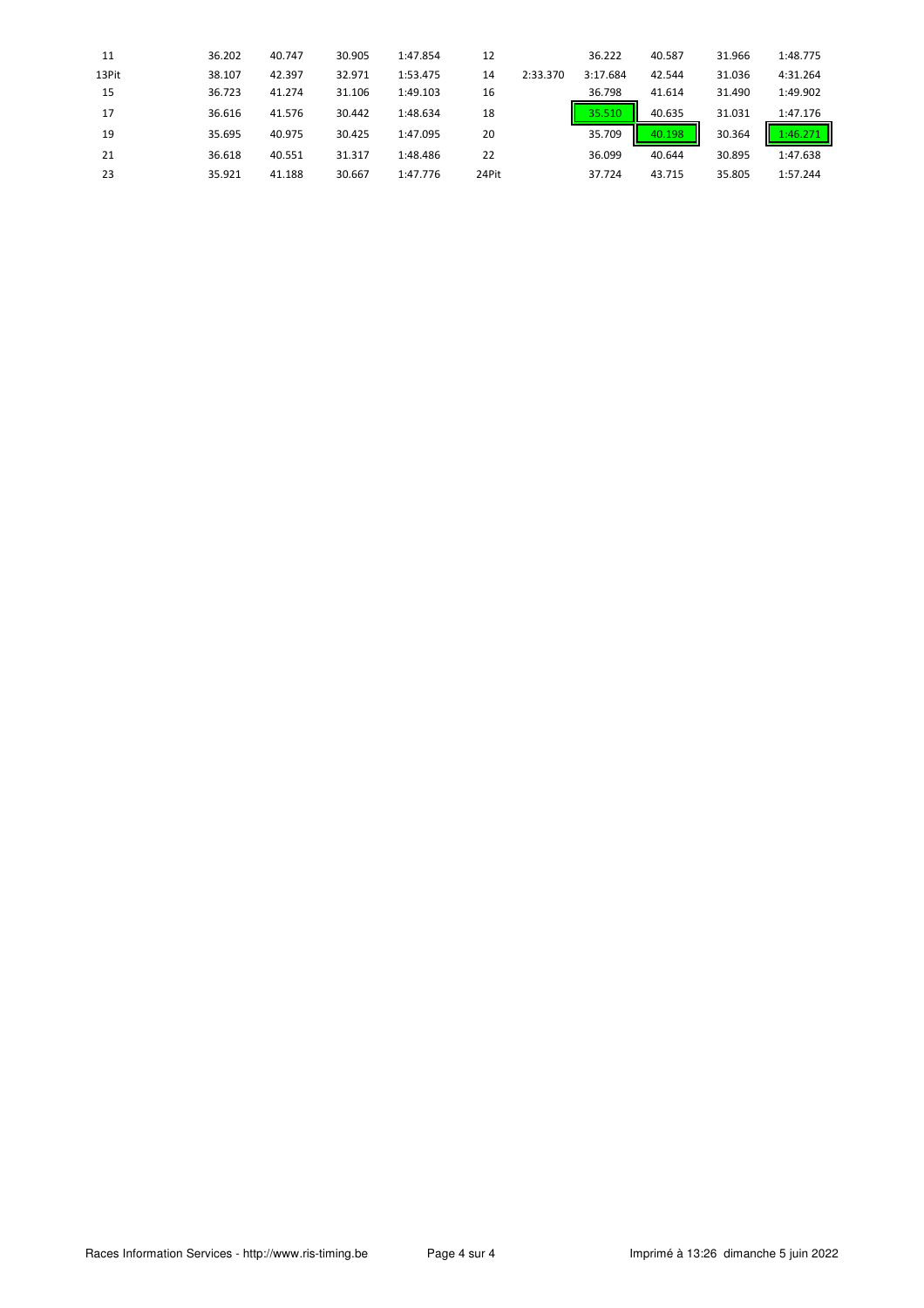| | | | | | | | | | | |
|---|---|---|---|---|---|---|---|---|---|---|
| 11 | 36.202 | 40.747 | 30.905 | 1:47.854 | 12 | | 36.222 | 40.587 | 31.966 | 1:48.775 |
| 13Pit | 38.107 | 42.397 | 32.971 | 1:53.475 | 14 | 2:33.370 | 3:17.684 | 42.544 | 31.036 | 4:31.264 |
| 15 | 36.723 | 41.274 | 31.106 | 1:49.103 | 16 | | 36.798 | 41.614 | 31.490 | 1:49.902 |
| 17 | 36.616 | 41.576 | 30.442 | 1:48.634 | 18 | | 35.510 | 40.635 | 31.031 | 1:47.176 |
| 19 | 35.695 | 40.975 | 30.425 | 1:47.095 | 20 | | 35.709 | 40.198 | 30.364 | 1:46.271 |
| 21 | 36.618 | 40.551 | 31.317 | 1:48.486 | 22 | | 36.099 | 40.644 | 30.895 | 1:47.638 |
| 23 | 35.921 | 41.188 | 30.667 | 1:47.776 | 24Pit | | 37.724 | 43.715 | 35.805 | 1:57.244 |